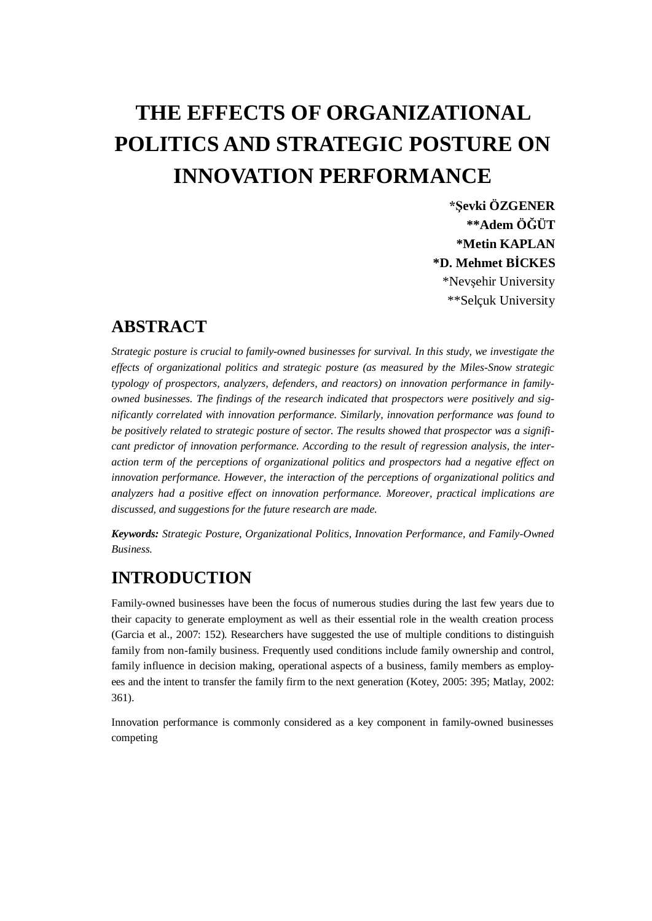# THE EFFECTS OF ORGANIZATIONAL POLITICS AND STRATEGIC POSTURE ON INNOVATION PERFORMANCE

**\*Şevki ÖZGENER**
**\*\*Adem ÖĞÜT**
**\*Metin KAPLAN**
**\*D. Mehmet BİCKES**
\*Nevşehir University
\*\*Selçuk University

## ABSTRACT

*Strategic posture is crucial to family-owned businesses for survival. In this study, we investigate the effects of organizational politics and strategic posture (as measured by the Miles-Snow strategic typology of prospectors, analyzers, defenders, and reactors) on innovation performance in family-owned businesses. The findings of the research indicated that prospectors were positively and significantly correlated with innovation performance. Similarly, innovation performance was found to be positively related to strategic posture of sector. The results showed that prospector was a significant predictor of innovation performance. According to the result of regression analysis, the interaction term of the perceptions of organizational politics and prospectors had a negative effect on innovation performance. However, the interaction of the perceptions of organizational politics and analyzers had a positive effect on innovation performance. Moreover, practical implications are discussed, and suggestions for the future research are made.*

***Keywords:*** *Strategic Posture, Organizational Politics, Innovation Performance, and Family-Owned Business.*

## INTRODUCTION

Family-owned businesses have been the focus of numerous studies during the last few years due to their capacity to generate employment as well as their essential role in the wealth creation process (Garcia et al., 2007: 152). Researchers have suggested the use of multiple conditions to distinguish family from non-family business. Frequently used conditions include family ownership and control, family influence in decision making, operational aspects of a business, family members as employees and the intent to transfer the family firm to the next generation (Kotey, 2005: 395; Matlay, 2002: 361).

Innovation performance is commonly considered as a key component in family-owned businesses competing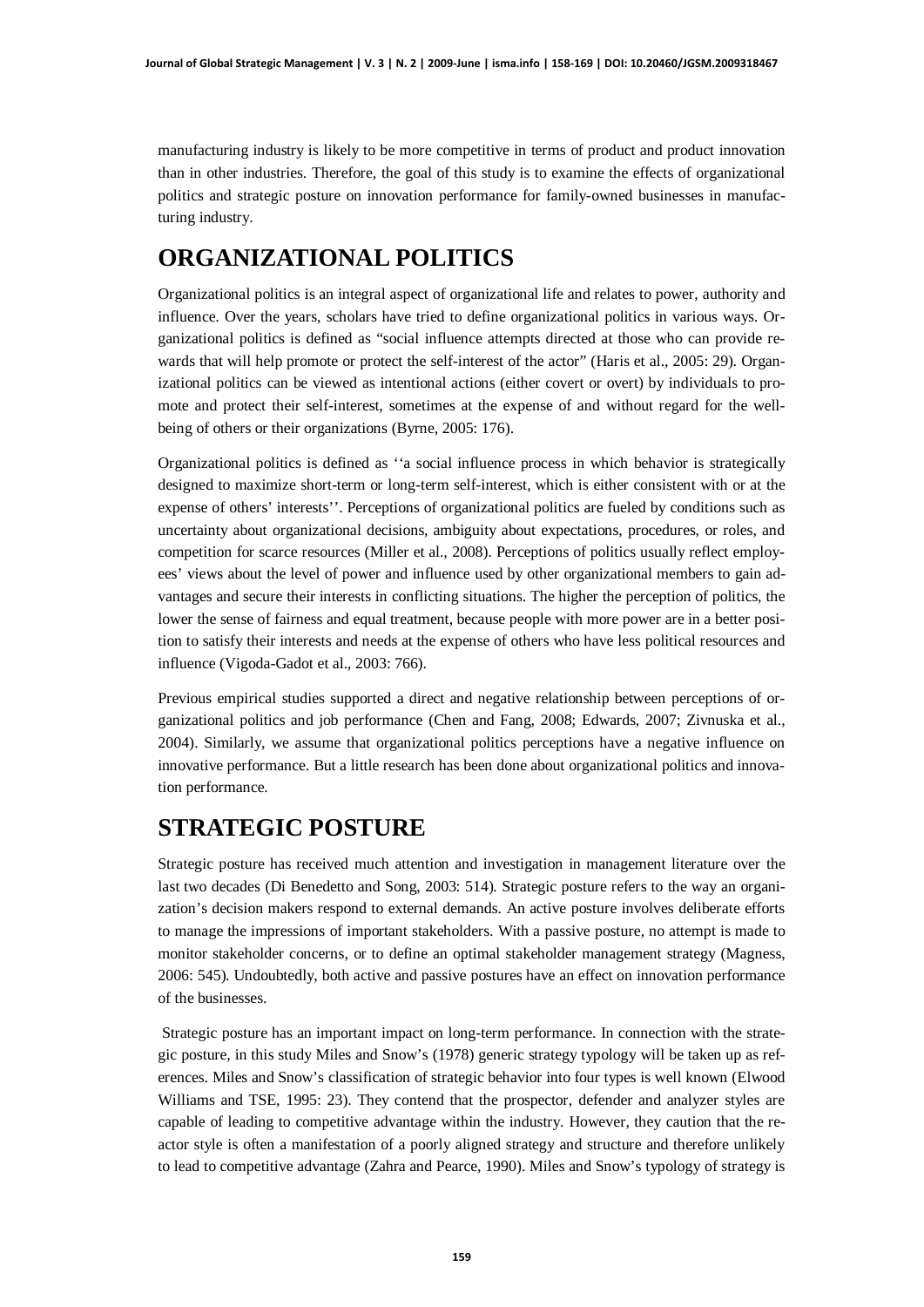manufacturing industry is likely to be more competitive in terms of product and product innovation than in other industries. Therefore, the goal of this study is to examine the effects of organizational politics and strategic posture on innovation performance for family-owned businesses in manufacturing industry.

## ORGANIZATIONAL POLITICS

Organizational politics is an integral aspect of organizational life and relates to power, authority and influence. Over the years, scholars have tried to define organizational politics in various ways. Organizational politics is defined as "social influence attempts directed at those who can provide rewards that will help promote or protect the self-interest of the actor" (Haris et al., 2005: 29). Organizational politics can be viewed as intentional actions (either covert or overt) by individuals to promote and protect their self-interest, sometimes at the expense of and without regard for the well-being of others or their organizations (Byrne, 2005: 176).

Organizational politics is defined as ''a social influence process in which behavior is strategically designed to maximize short-term or long-term self-interest, which is either consistent with or at the expense of others' interests''. Perceptions of organizational politics are fueled by conditions such as uncertainty about organizational decisions, ambiguity about expectations, procedures, or roles, and competition for scarce resources (Miller et al., 2008). Perceptions of politics usually reflect employees' views about the level of power and influence used by other organizational members to gain advantages and secure their interests in conflicting situations. The higher the perception of politics, the lower the sense of fairness and equal treatment, because people with more power are in a better position to satisfy their interests and needs at the expense of others who have less political resources and influence (Vigoda-Gadot et al., 2003: 766).

Previous empirical studies supported a direct and negative relationship between perceptions of organizational politics and job performance (Chen and Fang, 2008; Edwards, 2007; Zivnuska et al., 2004). Similarly, we assume that organizational politics perceptions have a negative influence on innovative performance. But a little research has been done about organizational politics and innovation performance.

## STRATEGIC POSTURE

Strategic posture has received much attention and investigation in management literature over the last two decades (Di Benedetto and Song, 2003: 514). Strategic posture refers to the way an organization's decision makers respond to external demands. An active posture involves deliberate efforts to manage the impressions of important stakeholders. With a passive posture, no attempt is made to monitor stakeholder concerns, or to define an optimal stakeholder management strategy (Magness, 2006: 545). Undoubtedly, both active and passive postures have an effect on innovation performance of the businesses.

Strategic posture has an important impact on long-term performance. In connection with the strategic posture, in this study Miles and Snow's (1978) generic strategy typology will be taken up as references. Miles and Snow's classification of strategic behavior into four types is well known (Elwood Williams and TSE, 1995: 23). They contend that the prospector, defender and analyzer styles are capable of leading to competitive advantage within the industry. However, they caution that the reactor style is often a manifestation of a poorly aligned strategy and structure and therefore unlikely to lead to competitive advantage (Zahra and Pearce, 1990). Miles and Snow's typology of strategy is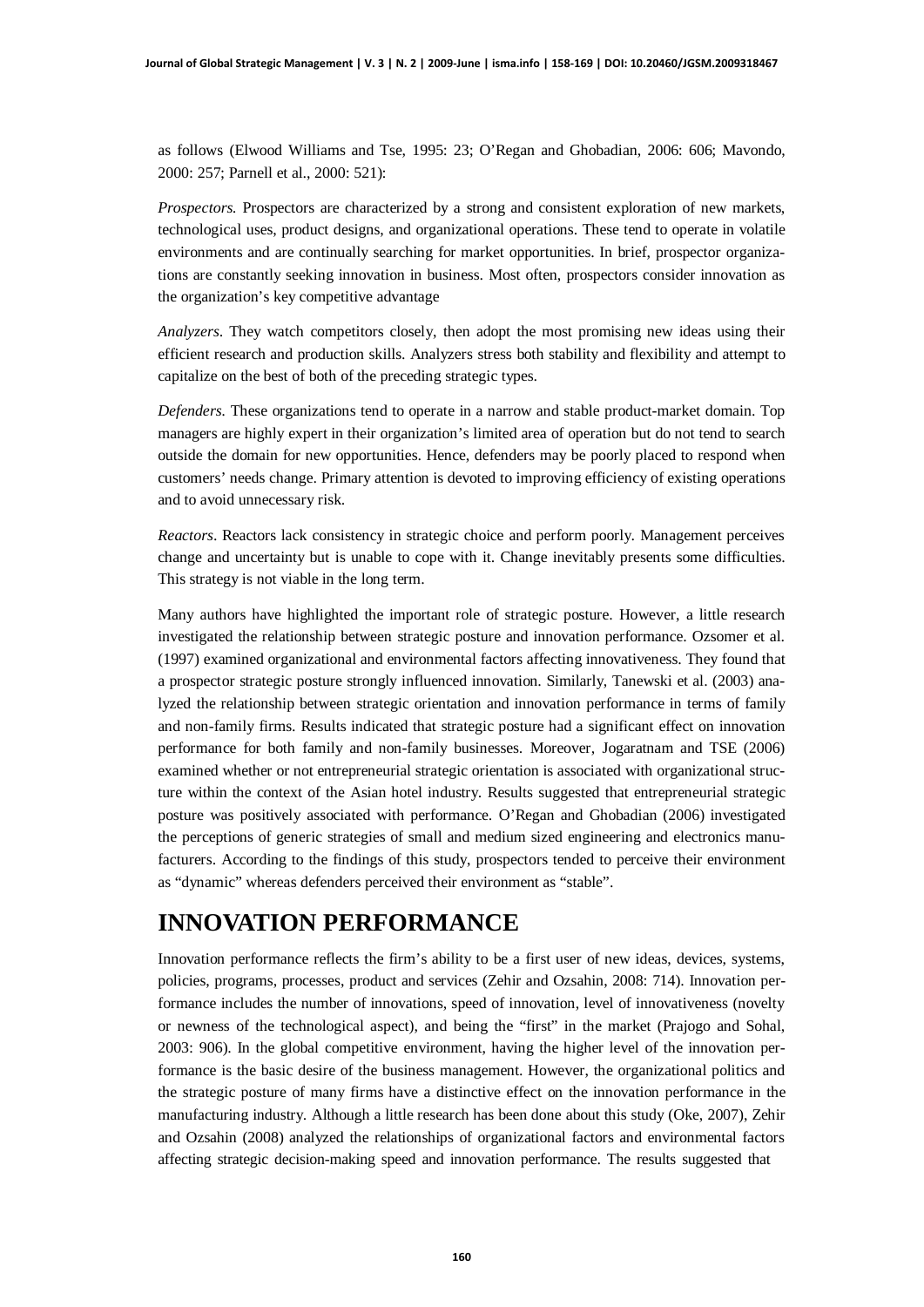as follows (Elwood Williams and Tse, 1995: 23; O'Regan and Ghobadian, 2006: 606; Mavondo, 2000: 257; Parnell et al., 2000: 521):

*Prospectors.* Prospectors are characterized by a strong and consistent exploration of new markets, technological uses, product designs, and organizational operations. These tend to operate in volatile environments and are continually searching for market opportunities. In brief, prospector organizations are constantly seeking innovation in business. Most often, prospectors consider innovation as the organization's key competitive advantage

*Analyzers*. They watch competitors closely, then adopt the most promising new ideas using their efficient research and production skills. Analyzers stress both stability and flexibility and attempt to capitalize on the best of both of the preceding strategic types.

*Defenders.* These organizations tend to operate in a narrow and stable product-market domain. Top managers are highly expert in their organization's limited area of operation but do not tend to search outside the domain for new opportunities. Hence, defenders may be poorly placed to respond when customers' needs change. Primary attention is devoted to improving efficiency of existing operations and to avoid unnecessary risk.

*Reactors*. Reactors lack consistency in strategic choice and perform poorly. Management perceives change and uncertainty but is unable to cope with it. Change inevitably presents some difficulties. This strategy is not viable in the long term.

Many authors have highlighted the important role of strategic posture. However, a little research investigated the relationship between strategic posture and innovation performance. Ozsomer et al. (1997) examined organizational and environmental factors affecting innovativeness. They found that a prospector strategic posture strongly influenced innovation. Similarly, Tanewski et al. (2003) analyzed the relationship between strategic orientation and innovation performance in terms of family and non-family firms. Results indicated that strategic posture had a significant effect on innovation performance for both family and non-family businesses. Moreover, Jogaratnam and TSE (2006) examined whether or not entrepreneurial strategic orientation is associated with organizational structure within the context of the Asian hotel industry. Results suggested that entrepreneurial strategic posture was positively associated with performance. O'Regan and Ghobadian (2006) investigated the perceptions of generic strategies of small and medium sized engineering and electronics manufacturers. According to the findings of this study, prospectors tended to perceive their environment as "dynamic" whereas defenders perceived their environment as "stable".

## INNOVATION PERFORMANCE

Innovation performance reflects the firm's ability to be a first user of new ideas, devices, systems, policies, programs, processes, product and services (Zehir and Ozsahin, 2008: 714). Innovation performance includes the number of innovations, speed of innovation, level of innovativeness (novelty or newness of the technological aspect), and being the "first" in the market (Prajogo and Sohal, 2003: 906). In the global competitive environment, having the higher level of the innovation performance is the basic desire of the business management. However, the organizational politics and the strategic posture of many firms have a distinctive effect on the innovation performance in the manufacturing industry. Although a little research has been done about this study (Oke, 2007), Zehir and Ozsahin (2008) analyzed the relationships of organizational factors and environmental factors affecting strategic decision-making speed and innovation performance. The results suggested that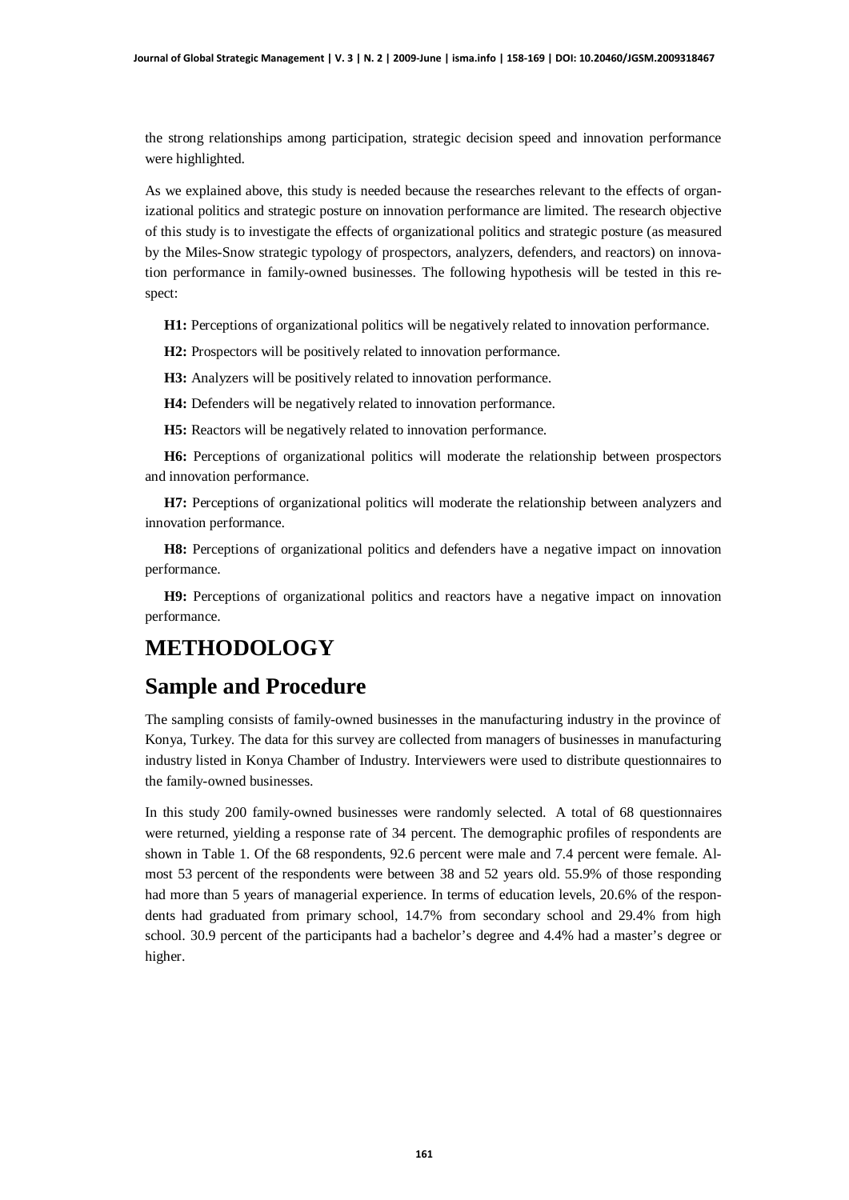the strong relationships among participation, strategic decision speed and innovation performance were highlighted.

As we explained above, this study is needed because the researches relevant to the effects of organizational politics and strategic posture on innovation performance are limited. The research objective of this study is to investigate the effects of organizational politics and strategic posture (as measured by the Miles-Snow strategic typology of prospectors, analyzers, defenders, and reactors) on innovation performance in family-owned businesses. The following hypothesis will be tested in this respect:

**H1:** Perceptions of organizational politics will be negatively related to innovation performance.

**H2:** Prospectors will be positively related to innovation performance.

**H3:** Analyzers will be positively related to innovation performance.

**H4:** Defenders will be negatively related to innovation performance.

**H5:** Reactors will be negatively related to innovation performance.

**H6:** Perceptions of organizational politics will moderate the relationship between prospectors and innovation performance.

**H7:** Perceptions of organizational politics will moderate the relationship between analyzers and innovation performance.

**H8:** Perceptions of organizational politics and defenders have a negative impact on innovation performance.

**H9:** Perceptions of organizational politics and reactors have a negative impact on innovation performance.

# METHODOLOGY

## Sample and Procedure

The sampling consists of family-owned businesses in the manufacturing industry in the province of Konya, Turkey. The data for this survey are collected from managers of businesses in manufacturing industry listed in Konya Chamber of Industry. Interviewers were used to distribute questionnaires to the family-owned businesses.

In this study 200 family-owned businesses were randomly selected. A total of 68 questionnaires were returned, yielding a response rate of 34 percent. The demographic profiles of respondents are shown in Table 1. Of the 68 respondents, 92.6 percent were male and 7.4 percent were female. Almost 53 percent of the respondents were between 38 and 52 years old. 55.9% of those responding had more than 5 years of managerial experience. In terms of education levels, 20.6% of the respondents had graduated from primary school, 14.7% from secondary school and 29.4% from high school. 30.9 percent of the participants had a bachelor's degree and 4.4% had a master's degree or higher.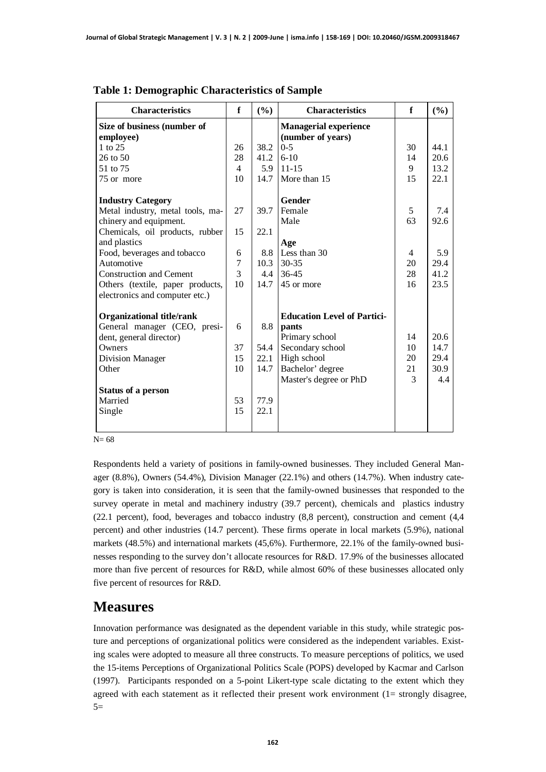**Table 1: Demographic Characteristics of Sample**

| Characteristics | f | (%) | Characteristics | f | (%) |
|---|---|---|---|---|---|
| **Size of business (number of employee)** | | | **Managerial experience (number of years)** | | |
| 1 to 25 | 26 | 38.2 | 0-5 | 30 | 44.1 |
| 26 to 50 | 28 | 41.2 | 6-10 | 14 | 20.6 |
| 51 to 75 | 4 | 5.9 | 11-15 | 9 | 13.2 |
| 75 or more | 10 | 14.7 | More than 15 | 15 | 22.1 |
| **Industry Category** | | | **Gender** | | |
| Metal industry, metal tools, machinery and equipment. | 27 | 39.7 | Female | 5 | 7.4 |
| | | | Male | 63 | 92.6 |
| Chemicals, oil products, rubber and plastics | 15 | 22.1 | **Age** | | |
| Food, beverages and tobacco | 6 | 8.8 | Less than 30 | 4 | 5.9 |
| Automotive | 7 | 10.3 | 30-35 | 20 | 29.4 |
| Construction and Cement | 3 | 4.4 | 36-45 | 28 | 41.2 |
| Others (textile, paper products, electronics and computer etc.) | 10 | 14.7 | 45 or more | 16 | 23.5 |
| **Organizational title/rank** | | | **Education Level of Participants** | | |
| General manager (CEO, president, general director) | 6 | 8.8 | Primary school | 14 | 20.6 |
| Owners | 37 | 54.4 | Secondary school | 10 | 14.7 |
| Division Manager | 15 | 22.1 | High school | 20 | 29.4 |
| Other | 10 | 14.7 | Bachelor' degree | 21 | 30.9 |
| | | | Master's degree or PhD | 3 | 4.4 |
| **Status of a person** | | | | | |
| Married | 53 | 77.9 | | | |
| Single | 15 | 22.1 | | | |

N= 68

Respondents held a variety of positions in family-owned businesses. They included General Manager (8.8%), Owners (54.4%), Division Manager (22.1%) and others (14.7%). When industry category is taken into consideration, it is seen that the family-owned businesses that responded to the survey operate in metal and machinery industry (39.7 percent), chemicals and plastics industry (22.1 percent), food, beverages and tobacco industry (8,8 percent), construction and cement (4,4 percent) and other industries (14.7 percent). These firms operate in local markets (5.9%), national markets (48.5%) and international markets (45,6%). Furthermore, 22.1% of the family-owned businesses responding to the survey don't allocate resources for R&D. 17.9% of the businesses allocated more than five percent of resources for R&D, while almost 60% of these businesses allocated only five percent of resources for R&D.

# Measures

Innovation performance was designated as the dependent variable in this study, while strategic posture and perceptions of organizational politics were considered as the independent variables. Existing scales were adopted to measure all three constructs. To measure perceptions of politics, we used the 15-items Perceptions of Organizational Politics Scale (POPS) developed by Kacmar and Carlson (1997). Participants responded on a 5-point Likert-type scale dictating to the extent which they agreed with each statement as it reflected their present work environment (1= strongly disagree, 5=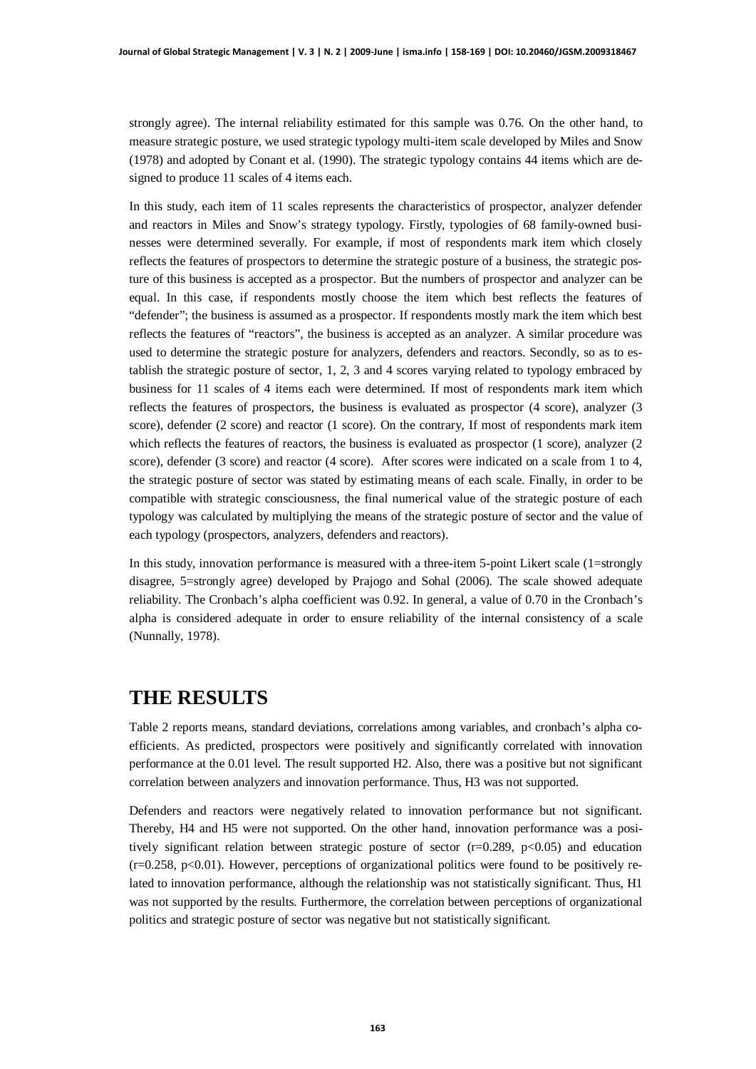strongly agree). The internal reliability estimated for this sample was 0.76. On the other hand, to measure strategic posture, we used strategic typology multi-item scale developed by Miles and Snow (1978) and adopted by Conant et al. (1990). The strategic typology contains 44 items which are designed to produce 11 scales of 4 items each.

In this study, each item of 11 scales represents the characteristics of prospector, analyzer defender and reactors in Miles and Snow's strategy typology. Firstly, typologies of 68 family-owned businesses were determined severally. For example, if most of respondents mark item which closely reflects the features of prospectors to determine the strategic posture of a business, the strategic posture of this business is accepted as a prospector. But the numbers of prospector and analyzer can be equal. In this case, if respondents mostly choose the item which best reflects the features of "defender"; the business is assumed as a prospector. If respondents mostly mark the item which best reflects the features of "reactors", the business is accepted as an analyzer. A similar procedure was used to determine the strategic posture for analyzers, defenders and reactors. Secondly, so as to establish the strategic posture of sector, 1, 2, 3 and 4 scores varying related to typology embraced by business for 11 scales of 4 items each were determined. If most of respondents mark item which reflects the features of prospectors, the business is evaluated as prospector (4 score), analyzer (3 score), defender (2 score) and reactor (1 score). On the contrary, If most of respondents mark item which reflects the features of reactors, the business is evaluated as prospector (1 score), analyzer (2 score), defender (3 score) and reactor (4 score). After scores were indicated on a scale from 1 to 4, the strategic posture of sector was stated by estimating means of each scale. Finally, in order to be compatible with strategic consciousness, the final numerical value of the strategic posture of each typology was calculated by multiplying the means of the strategic posture of sector and the value of each typology (prospectors, analyzers, defenders and reactors).

In this study, innovation performance is measured with a three-item 5-point Likert scale (1=strongly disagree, 5=strongly agree) developed by Prajogo and Sohal (2006). The scale showed adequate reliability. The Cronbach's alpha coefficient was 0.92. In general, a value of 0.70 in the Cronbach's alpha is considered adequate in order to ensure reliability of the internal consistency of a scale (Nunnally, 1978).

## THE RESULTS

Table 2 reports means, standard deviations, correlations among variables, and cronbach's alpha coefficients. As predicted, prospectors were positively and significantly correlated with innovation performance at the 0.01 level. The result supported H2. Also, there was a positive but not significant correlation between analyzers and innovation performance. Thus, H3 was not supported.

Defenders and reactors were negatively related to innovation performance but not significant. Thereby, H4 and H5 were not supported. On the other hand, innovation performance was a positively significant relation between strategic posture of sector ($r=0.289$, $p<0.05$) and education ($r=0.258$, $p<0.01$). However, perceptions of organizational politics were found to be positively related to innovation performance, although the relationship was not statistically significant. Thus, H1 was not supported by the results. Furthermore, the correlation between perceptions of organizational politics and strategic posture of sector was negative but not statistically significant.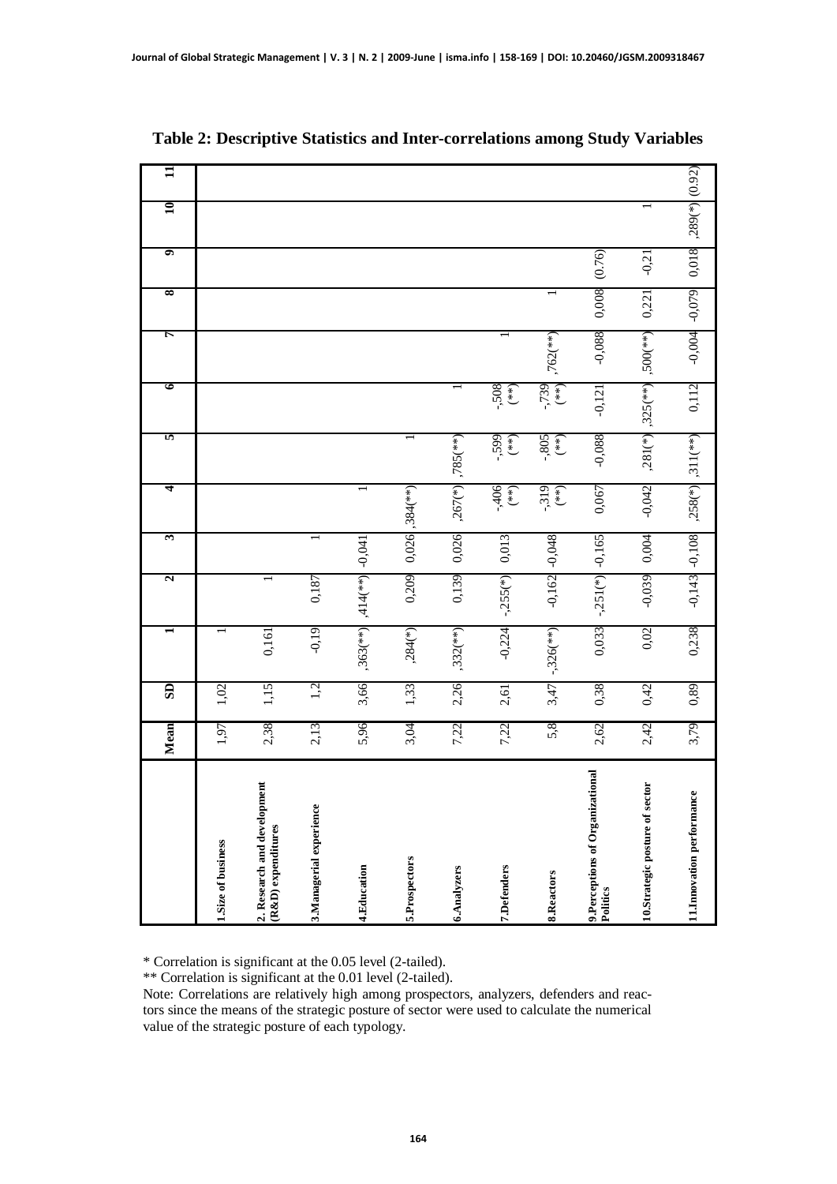**Table 2: Descriptive Statistics and Inter-correlations among Study Variables**

| | Mean | SD | 1 | 2 | 3 | 4 | 5 | 6 | 7 | 8 | 9 | 10 | 11 |
|---|---|---|---|---|---|---|---|---|---|---|---|---|---|
| 1.Size of business | 1,97 | 1,02 | 1 | | | | | | | | | | |
| 2. Research and development (R&D) expenditures | 2,38 | 1,15 | 0,161 | 1 | | | | | | | | | |
| 3.Managerial experience | 2,13 | 1,2 | -0,19 | 0,187 | 1 | | | | | | | | |
| 4.Education | 5,96 | 3,66 | ,363(**) | ,414(**) | -0,041 | 1 | | | | | | | |
| 5.Prospectors | 3,04 | 1,33 | ,284(*) | 0,209 | 0,026 | ,384(**) | 1 | | | | | | |
| 6.Analyzers | 7,22 | 2,26 | ,332(**) | 0,139 | 0,026 | ,267(*) | ,785(**) | 1 | | | | | |
| 7.Defenders | 7,22 | 2,61 | -0,224 | -,255(*) | 0,013 | -,406 (**) | -,599 (**) | -,508 (**) | 1 | | | | |
| 8.Reactors | 5,8 | 3,47 | -,326(**) | -0,162 | -0,048 | -,319 (**) | -,805 (**) | -,739 (**) | ,762(**) | 1 | | | |
| 9.Perceptions of Organizational Politics | 2,62 | 0,38 | 0,033 | -,251(*) | -0,165 | 0,067 | -0,088 | -0,121 | -0,088 | 0,008 | (0.76) | | |
| 10.Strategic posture of sector | 2,42 | 0,42 | 0,02 | -0,039 | 0,004 | -0,042 | ,281(*) | ,325(**) | ,500(**) | 0,221 | -0,21 | 1 | |
| 11.Innovation performance | 3,79 | 0,89 | 0,238 | -0,143 | -0,108 | ,258(*) | ,311(**) | 0,112 | -0,004 | -0,079 | 0,018 | ,289(*) | (0.92) |

\* Correlation is significant at the 0.05 level (2-tailed).

\*\* Correlation is significant at the 0.01 level (2-tailed).

Note: Correlations are relatively high among prospectors, analyzers, defenders and reactors since the means of the strategic posture of sector were used to calculate the numerical value of the strategic posture of each typology.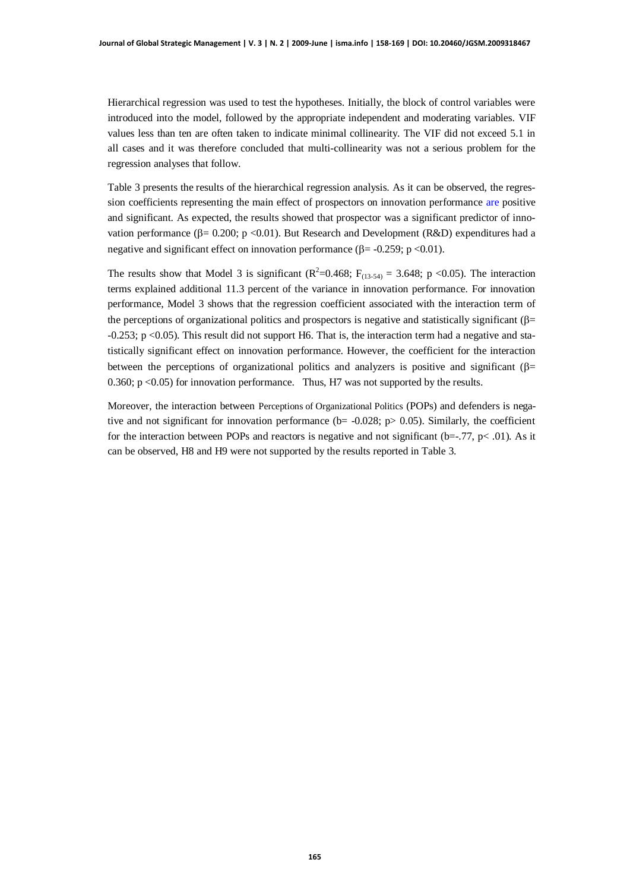Hierarchical regression was used to test the hypotheses. Initially, the block of control variables were introduced into the model, followed by the appropriate independent and moderating variables. VIF values less than ten are often taken to indicate minimal collinearity. The VIF did not exceed 5.1 in all cases and it was therefore concluded that multi-collinearity was not a serious problem for the regression analyses that follow.

Table 3 presents the results of the hierarchical regression analysis. As it can be observed, the regression coefficients representing the main effect of prospectors on innovation performance are positive and significant. As expected, the results showed that prospector was a significant predictor of innovation performance ($\beta = 0.200$; $p < 0.01$). But Research and Development (R&D) expenditures had a negative and significant effect on innovation performance ($\beta = -0.259$; $p < 0.01$).

The results show that Model 3 is significant ($R^2 = 0.468$; $F_{(13\text{-}54)} = 3.648$; $p < 0.05$). The interaction terms explained additional 11.3 percent of the variance in innovation performance. For innovation performance, Model 3 shows that the regression coefficient associated with the interaction term of the perceptions of organizational politics and prospectors is negative and statistically significant ($\beta = -0.253$; $p < 0.05$). This result did not support H6. That is, the interaction term had a negative and statistically significant effect on innovation performance. However, the coefficient for the interaction between the perceptions of organizational politics and analyzers is positive and significant ($\beta = 0.360$; $p < 0.05$) for innovation performance. Thus, H7 was not supported by the results.

Moreover, the interaction between Perceptions of Organizational Politics (POPs) and defenders is negative and not significant for innovation performance ($b = -0.028$; $p > 0.05$). Similarly, the coefficient for the interaction between POPs and reactors is negative and not significant ($b = -.77$, $p < .01$). As it can be observed, H8 and H9 were not supported by the results reported in Table 3.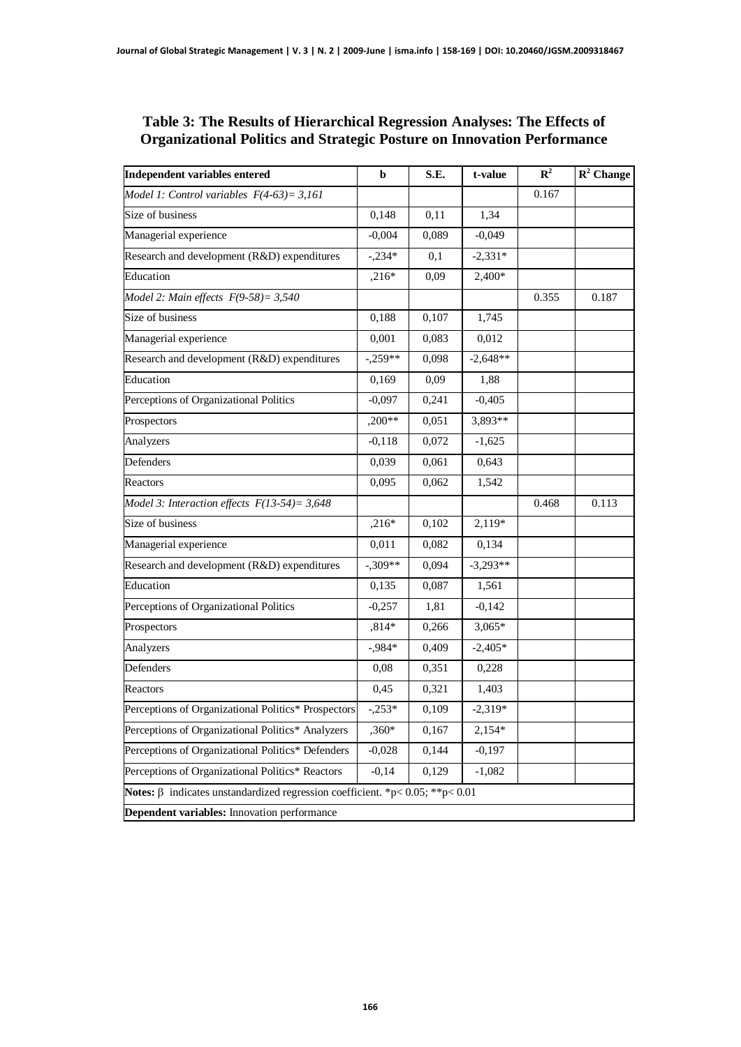**Table 3: The Results of Hierarchical Regression Analyses: The Effects of Organizational Politics and Strategic Posture on Innovation Performance**

| Independent variables entered | b | S.E. | t-value | $R^2$ | $R^2$ Change |
|---|---|---|---|---|---|
| *Model 1: Control variables $F(4\text{-}63)= 3{,}161$* | | | | 0.167 | |
| Size of business | 0,148 | 0,11 | 1,34 | | |
| Managerial experience | -0,004 | 0,089 | -0,049 | | |
| Research and development (R&D) expenditures | -,234* | 0,1 | -2,331* | | |
| Education | ,216* | 0,09 | 2,400* | | |
| *Model 2: Main effects $F(9\text{-}58)= 3{,}540$* | | | | 0.355 | 0.187 |
| Size of business | 0,188 | 0,107 | 1,745 | | |
| Managerial experience | 0,001 | 0,083 | 0,012 | | |
| Research and development (R&D) expenditures | -,259** | 0,098 | -2,648** | | |
| Education | 0,169 | 0,09 | 1,88 | | |
| Perceptions of Organizational Politics | -0,097 | 0,241 | -0,405 | | |
| Prospectors | ,200** | 0,051 | 3,893** | | |
| Analyzers | -0,118 | 0,072 | -1,625 | | |
| Defenders | 0,039 | 0,061 | 0,643 | | |
| Reactors | 0,095 | 0,062 | 1,542 | | |
| *Model 3: Interaction effects $F(13\text{-}54)= 3{,}648$* | | | | 0.468 | 0.113 |
| Size of business | ,216* | 0,102 | 2,119* | | |
| Managerial experience | 0,011 | 0,082 | 0,134 | | |
| Research and development (R&D) expenditures | -,309** | 0,094 | -3,293** | | |
| Education | 0,135 | 0,087 | 1,561 | | |
| Perceptions of Organizational Politics | -0,257 | 1,81 | -0,142 | | |
| Prospectors | ,814* | 0,266 | 3,065* | | |
| Analyzers | -,984* | 0,409 | -2,405* | | |
| Defenders | 0,08 | 0,351 | 0,228 | | |
| Reactors | 0,45 | 0,321 | 1,403 | | |
| Perceptions of Organizational Politics* Prospectors | -,253* | 0,109 | -2,319* | | |
| Perceptions of Organizational Politics* Analyzers | ,360* | 0,167 | 2,154* | | |
| Perceptions of Organizational Politics* Defenders | -0,028 | 0,144 | -0,197 | | |
| Perceptions of Organizational Politics* Reactors | -0,14 | 0,129 | -1,082 | | |
| **Notes:** $\beta$ indicates unstandardized regression coefficient. *$p< 0.05$; **$p< 0.01$ | | | | | |
| **Dependent variables:** Innovation performance | | | | | |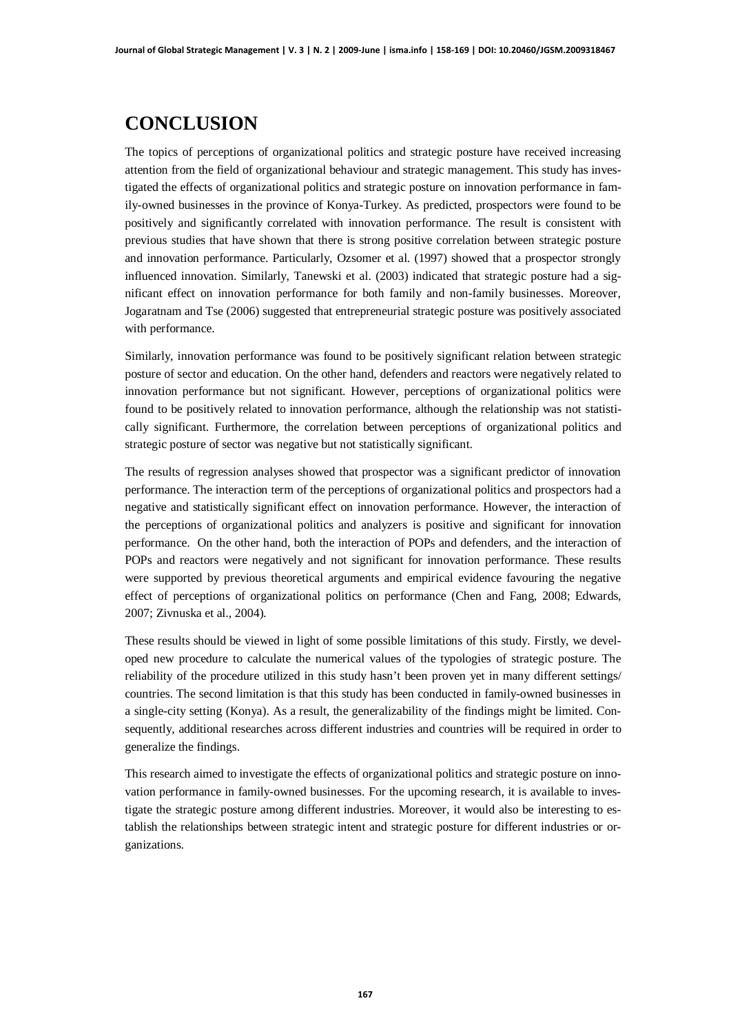# CONCLUSION

The topics of perceptions of organizational politics and strategic posture have received increasing attention from the field of organizational behaviour and strategic management. This study has investigated the effects of organizational politics and strategic posture on innovation performance in family-owned businesses in the province of Konya-Turkey. As predicted, prospectors were found to be positively and significantly correlated with innovation performance. The result is consistent with previous studies that have shown that there is strong positive correlation between strategic posture and innovation performance. Particularly, Ozsomer et al. (1997) showed that a prospector strongly influenced innovation. Similarly, Tanewski et al. (2003) indicated that strategic posture had a significant effect on innovation performance for both family and non-family businesses. Moreover, Jogaratnam and Tse (2006) suggested that entrepreneurial strategic posture was positively associated with performance.

Similarly, innovation performance was found to be positively significant relation between strategic posture of sector and education. On the other hand, defenders and reactors were negatively related to innovation performance but not significant. However, perceptions of organizational politics were found to be positively related to innovation performance, although the relationship was not statistically significant. Furthermore, the correlation between perceptions of organizational politics and strategic posture of sector was negative but not statistically significant.

The results of regression analyses showed that prospector was a significant predictor of innovation performance. The interaction term of the perceptions of organizational politics and prospectors had a negative and statistically significant effect on innovation performance. However, the interaction of the perceptions of organizational politics and analyzers is positive and significant for innovation performance. On the other hand, both the interaction of POPs and defenders, and the interaction of POPs and reactors were negatively and not significant for innovation performance. These results were supported by previous theoretical arguments and empirical evidence favouring the negative effect of perceptions of organizational politics on performance (Chen and Fang, 2008; Edwards, 2007; Zivnuska et al., 2004).

These results should be viewed in light of some possible limitations of this study. Firstly, we developed new procedure to calculate the numerical values of the typologies of strategic posture. The reliability of the procedure utilized in this study hasn't been proven yet in many different settings/ countries. The second limitation is that this study has been conducted in family-owned businesses in a single-city setting (Konya). As a result, the generalizability of the findings might be limited. Consequently, additional researches across different industries and countries will be required in order to generalize the findings.

This research aimed to investigate the effects of organizational politics and strategic posture on innovation performance in family-owned businesses. For the upcoming research, it is available to investigate the strategic posture among different industries. Moreover, it would also be interesting to establish the relationships between strategic intent and strategic posture for different industries or organizations.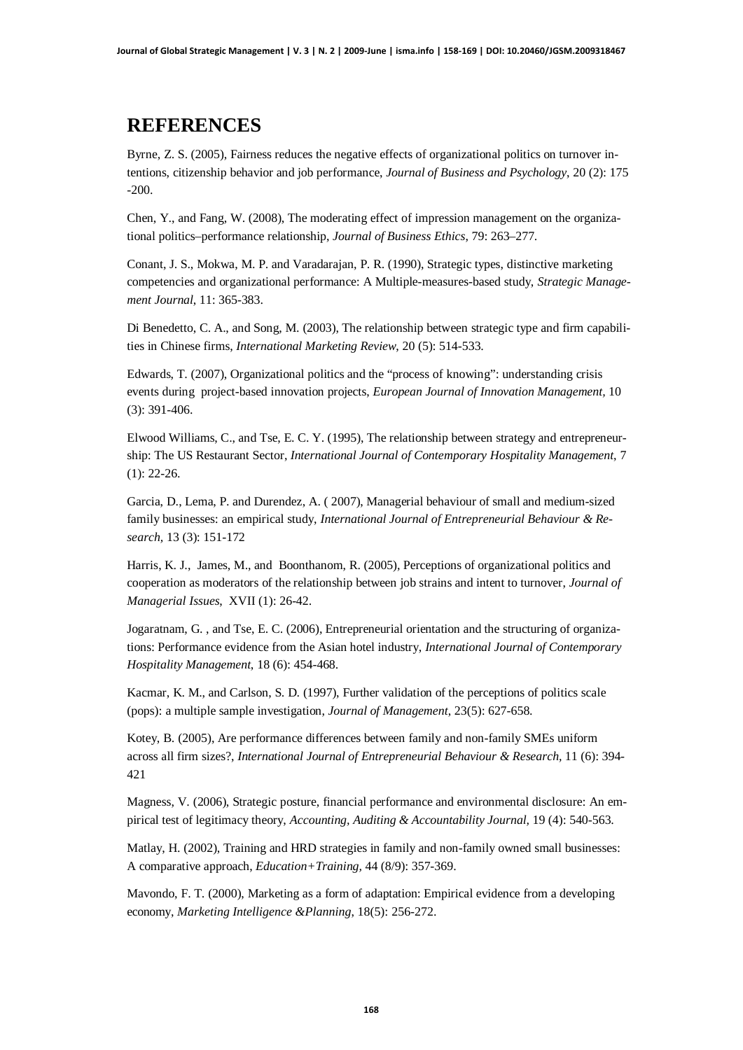# REFERENCES

Byrne, Z. S. (2005), Fairness reduces the negative effects of organizational politics on turnover intentions, citizenship behavior and job performance, *Journal of Business and Psychology*, 20 (2): 175 -200.

Chen, Y., and Fang, W. (2008), The moderating effect of impression management on the organizational politics–performance relationship, *Journal of Business Ethics*, 79: 263–277.

Conant, J. S., Mokwa, M. P. and Varadarajan, P. R. (1990), Strategic types, distinctive marketing competencies and organizational performance: A Multiple-measures-based study, *Strategic Management Journal*, 11: 365-383.

Di Benedetto, C. A., and Song, M. (2003), The relationship between strategic type and firm capabilities in Chinese firms, *International Marketing Review*, 20 (5): 514-533.

Edwards, T. (2007), Organizational politics and the "process of knowing": understanding crisis events during project-based innovation projects, *European Journal of Innovation Management*, 10 (3): 391-406.

Elwood Williams, C., and Tse, E. C. Y. (1995), The relationship between strategy and entrepreneurship: The US Restaurant Sector, *International Journal of Contemporary Hospitality Management*, 7 (1): 22-26.

Garcia, D., Lema, P. and Durendez, A. ( 2007), Managerial behaviour of small and medium-sized family businesses: an empirical study, *International Journal of Entrepreneurial Behaviour & Research*, 13 (3): 151-172

Harris, K. J., James, M., and Boonthanom, R. (2005), Perceptions of organizational politics and cooperation as moderators of the relationship between job strains and intent to turnover, *Journal of Managerial Issues*, XVII (1): 26-42.

Jogaratnam, G. , and Tse, E. C. (2006), Entrepreneurial orientation and the structuring of organizations: Performance evidence from the Asian hotel industry, *International Journal of Contemporary Hospitality Management*, 18 (6): 454-468.

Kacmar, K. M., and Carlson, S. D. (1997), Further validation of the perceptions of politics scale (pops): a multiple sample investigation, *Journal of Management*, 23(5): 627-658.

Kotey, B. (2005), Are performance differences between family and non-family SMEs uniform across all firm sizes?, *International Journal of Entrepreneurial Behaviour & Research*, 11 (6): 394-421

Magness, V. (2006), Strategic posture, financial performance and environmental disclosure: An empirical test of legitimacy theory, *Accounting, Auditing & Accountability Journal*, 19 (4): 540-563.

Matlay, H. (2002), Training and HRD strategies in family and non-family owned small businesses: A comparative approach, *Education+Training*, 44 (8/9): 357-369.

Mavondo, F. T. (2000), Marketing as a form of adaptation: Empirical evidence from a developing economy, *Marketing Intelligence &Planning*, 18(5): 256-272.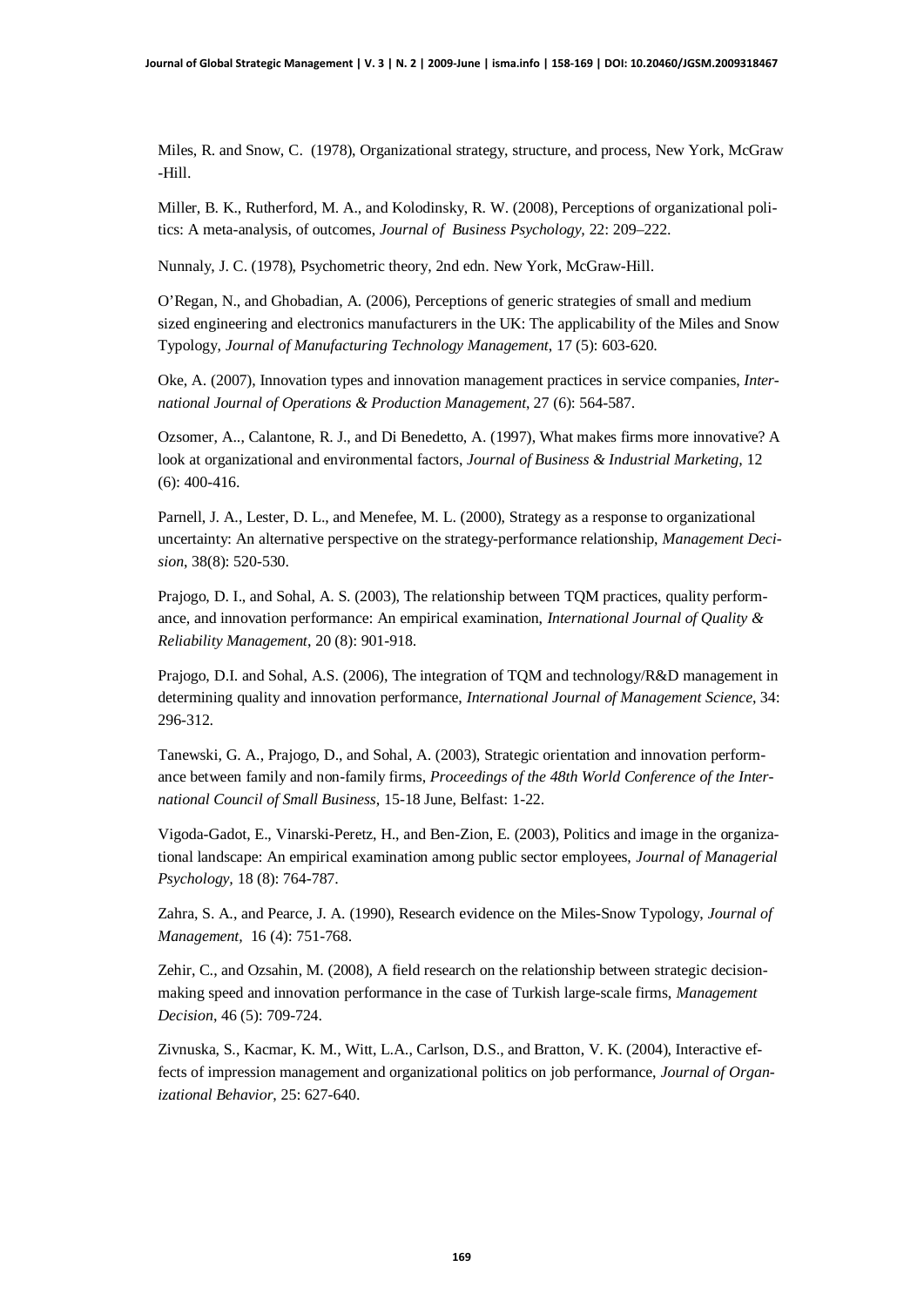Miles, R. and Snow, C. (1978), Organizational strategy, structure, and process, New York, McGraw -Hill.

Miller, B. K., Rutherford, M. A., and Kolodinsky, R. W. (2008), Perceptions of organizational politics: A meta-analysis, of outcomes, *Journal of Business Psychology*, 22: 209–222.

Nunnaly, J. C. (1978), Psychometric theory, 2nd edn. New York, McGraw-Hill.

O'Regan, N., and Ghobadian, A. (2006), Perceptions of generic strategies of small and medium sized engineering and electronics manufacturers in the UK: The applicability of the Miles and Snow Typology, *Journal of Manufacturing Technology Management*, 17 (5): 603-620.

Oke, A. (2007), Innovation types and innovation management practices in service companies, *International Journal of Operations & Production Management*, 27 (6): 564-587.

Ozsomer, A.., Calantone, R. J., and Di Benedetto, A. (1997), What makes firms more innovative? A look at organizational and environmental factors, *Journal of Business & Industrial Marketing*, 12 (6): 400-416.

Parnell, J. A., Lester, D. L., and Menefee, M. L. (2000), Strategy as a response to organizational uncertainty: An alternative perspective on the strategy-performance relationship, *Management Decision*, 38(8): 520-530.

Prajogo, D. I., and Sohal, A. S. (2003), The relationship between TQM practices, quality performance, and innovation performance: An empirical examination, *International Journal of Quality & Reliability Management*, 20 (8): 901-918.

Prajogo, D.I. and Sohal, A.S. (2006), The integration of TQM and technology/R&D management in determining quality and innovation performance, *International Journal of Management Science*, 34: 296-312.

Tanewski, G. A., Prajogo, D., and Sohal, A. (2003), Strategic orientation and innovation performance between family and non-family firms, *Proceedings of the 48th World Conference of the International Council of Small Business*, 15-18 June, Belfast: 1-22.

Vigoda-Gadot, E., Vinarski-Peretz, H., and Ben-Zion, E. (2003), Politics and image in the organizational landscape: An empirical examination among public sector employees, *Journal of Managerial Psychology*, 18 (8): 764-787.

Zahra, S. A., and Pearce, J. A. (1990), Research evidence on the Miles-Snow Typology, *Journal of Management*, 16 (4): 751-768.

Zehir, C., and Ozsahin, M. (2008), A field research on the relationship between strategic decision-making speed and innovation performance in the case of Turkish large-scale firms, *Management Decision*, 46 (5): 709-724.

Zivnuska, S., Kacmar, K. M., Witt, L.A., Carlson, D.S., and Bratton, V. K. (2004), Interactive effects of impression management and organizational politics on job performance, *Journal of Organizational Behavior*, 25: 627-640.